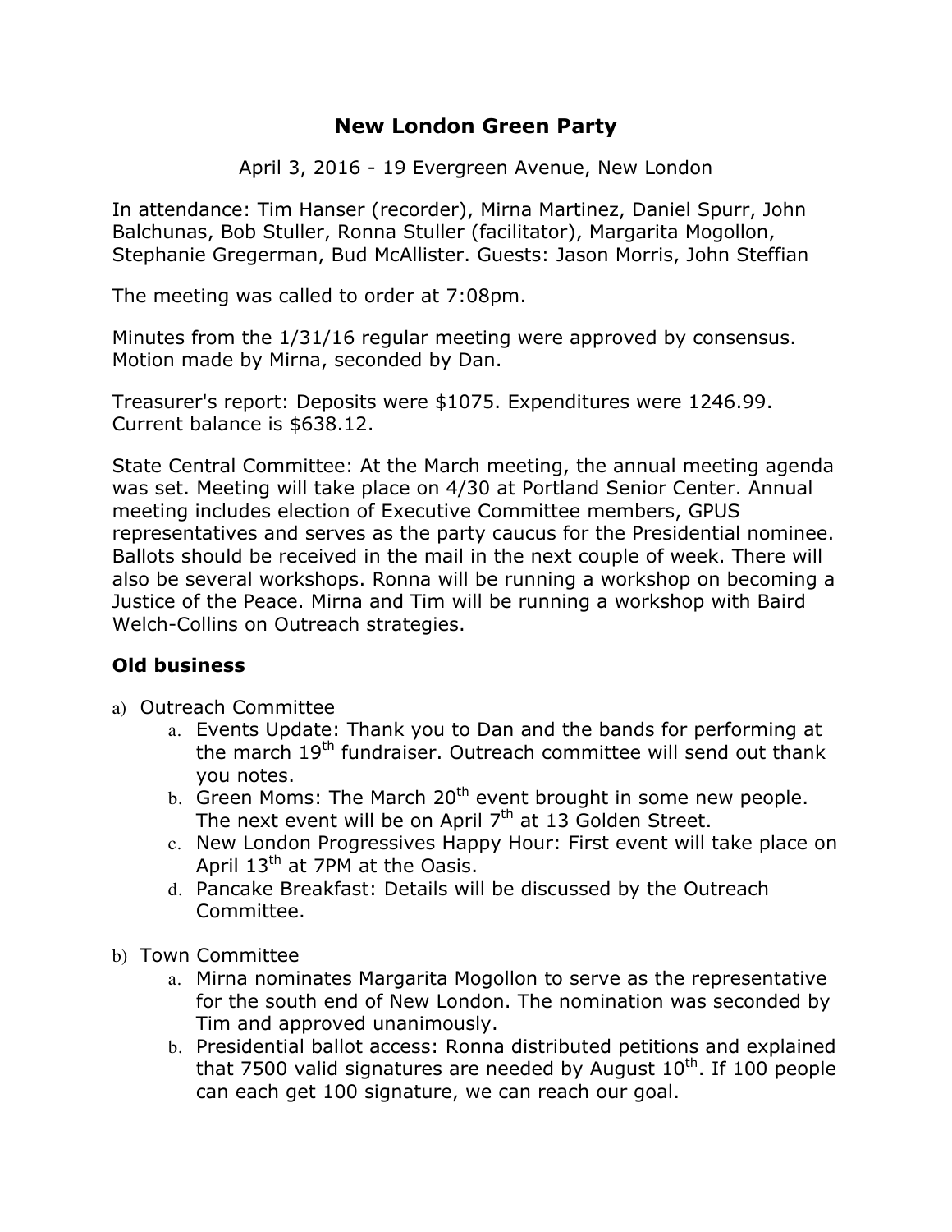# New London Green Party

April 3, 2016 - 19 Evergreen Avenue, New London

In attendance: Tim Hanser (recorder), Mirna Martinez, Daniel Spurr, John Balchunas, Bob Stuller, Ronna Stuller (facilitator), Margarita Mogollon, Stephanie Gregerman, Bud McAllister. Guests: Jason Morris, John Steffian

The meeting was called to order at 7:08pm.

Minutes from the 1/31/16 regular meeting were approved by consensus. Motion made by Mirna, seconded by Dan.

Treasurer's report: Deposits were $1075. Expenditures were 1246.99. Current balance is $638.12.

State Central Committee: At the March meeting, the annual meeting agenda was set. Meeting will take place on 4/30 at Portland Senior Center. Annual meeting includes election of Executive Committee members, GPUS representatives and serves as the party caucus for the Presidential nominee. Ballots should be received in the mail in the next couple of week. There will also be several workshops. Ronna will be running a workshop on becoming a Justice of the Peace. Mirna and Tim will be running a workshop with Baird Welch-Collins on Outreach strategies.

### Old business

a) Outreach Committee
   a. Events Update: Thank you to Dan and the bands for performing at the march 19th fundraiser. Outreach committee will send out thank you notes.
   b. Green Moms: The March 20th event brought in some new people. The next event will be on April 7th at 13 Golden Street.
   c. New London Progressives Happy Hour: First event will take place on April 13th at 7PM at the Oasis.
   d. Pancake Breakfast: Details will be discussed by the Outreach Committee.

b) Town Committee
   a. Mirna nominates Margarita Mogollon to serve as the representative for the south end of New London. The nomination was seconded by Tim and approved unanimously.
   b. Presidential ballot access: Ronna distributed petitions and explained that 7500 valid signatures are needed by August 10th. If 100 people can each get 100 signature, we can reach our goal.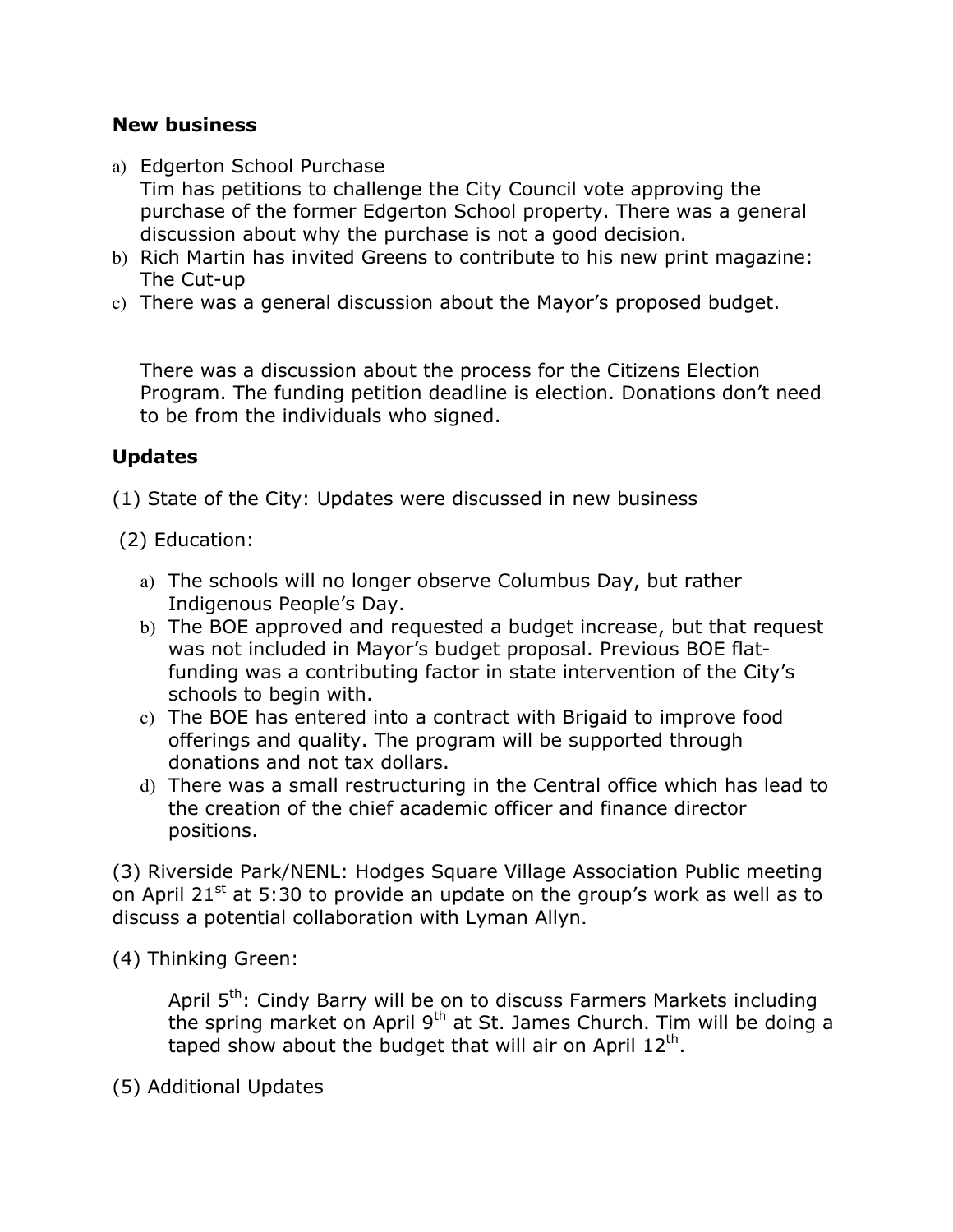**New business**

a) Edgerton School Purchase
   Tim has petitions to challenge the City Council vote approving the purchase of the former Edgerton School property. There was a general discussion about why the purchase is not a good decision.
b) Rich Martin has invited Greens to contribute to his new print magazine: The Cut-up
c) There was a general discussion about the Mayor's proposed budget.

There was a discussion about the process for the Citizens Election Program. The funding petition deadline is election. Donations don't need to be from the individuals who signed.

**Updates**

(1) State of the City: Updates were discussed in new business

(2) Education:

a) The schools will no longer observe Columbus Day, but rather Indigenous People's Day.
b) The BOE approved and requested a budget increase, but that request was not included in Mayor's budget proposal. Previous BOE flat-funding was a contributing factor in state intervention of the City's schools to begin with.
c) The BOE has entered into a contract with Brigaid to improve food offerings and quality. The program will be supported through donations and not tax dollars.
d) There was a small restructuring in the Central office which has lead to the creation of the chief academic officer and finance director positions.

(3) Riverside Park/NENL: Hodges Square Village Association Public meeting on April 21st at 5:30 to provide an update on the group's work as well as to discuss a potential collaboration with Lyman Allyn.

(4) Thinking Green:

April 5th: Cindy Barry will be on to discuss Farmers Markets including the spring market on April 9th at St. James Church. Tim will be doing a taped show about the budget that will air on April 12th.

(5) Additional Updates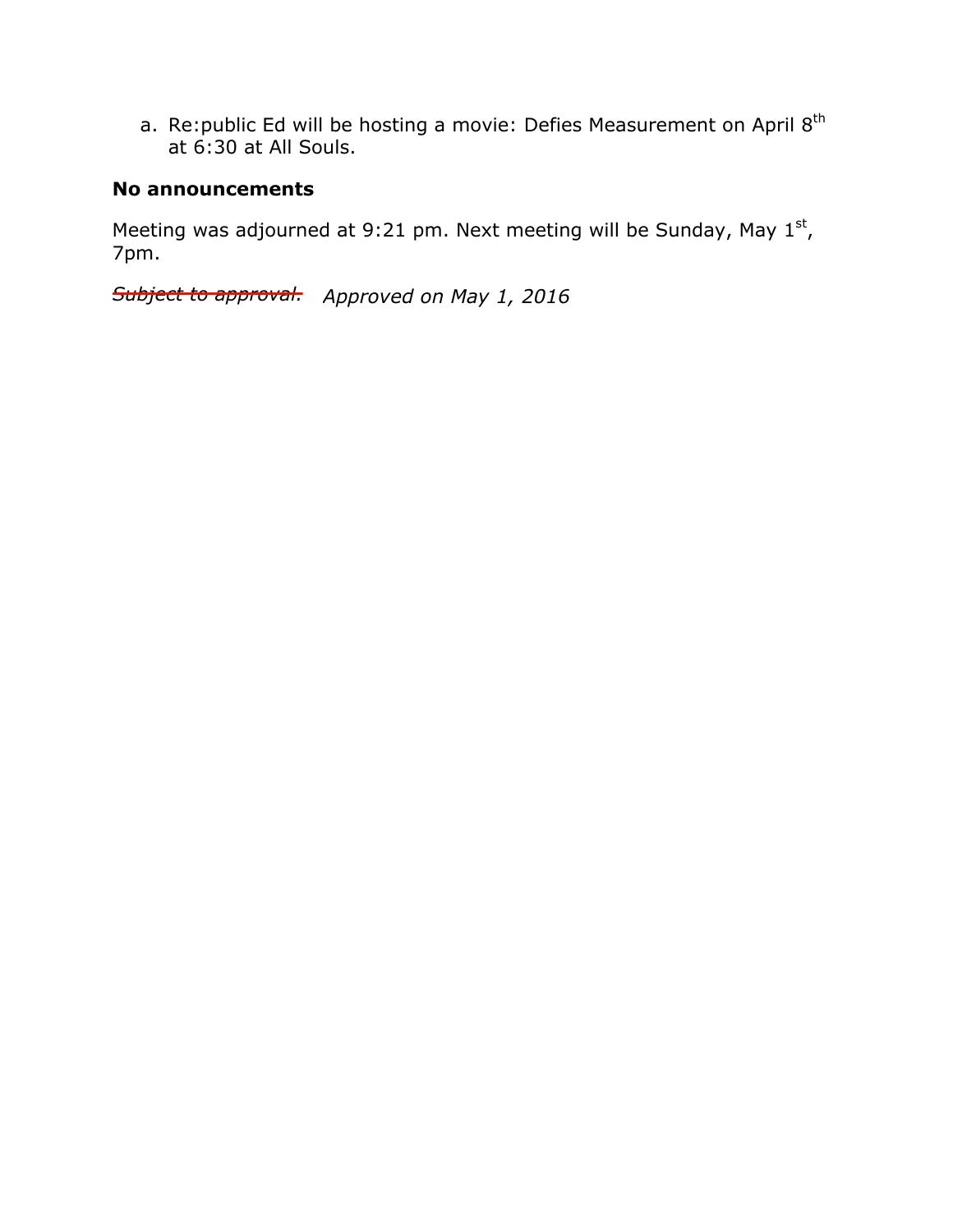a. Re:public Ed will be hosting a movie: Defies Measurement on April 8th at 6:30 at All Souls.

**No announcements**

Meeting was adjourned at 9:21 pm. Next meeting will be Sunday, May 1st, 7pm.

~~*Subject to approval.*~~ *Approved on May 1, 2016*